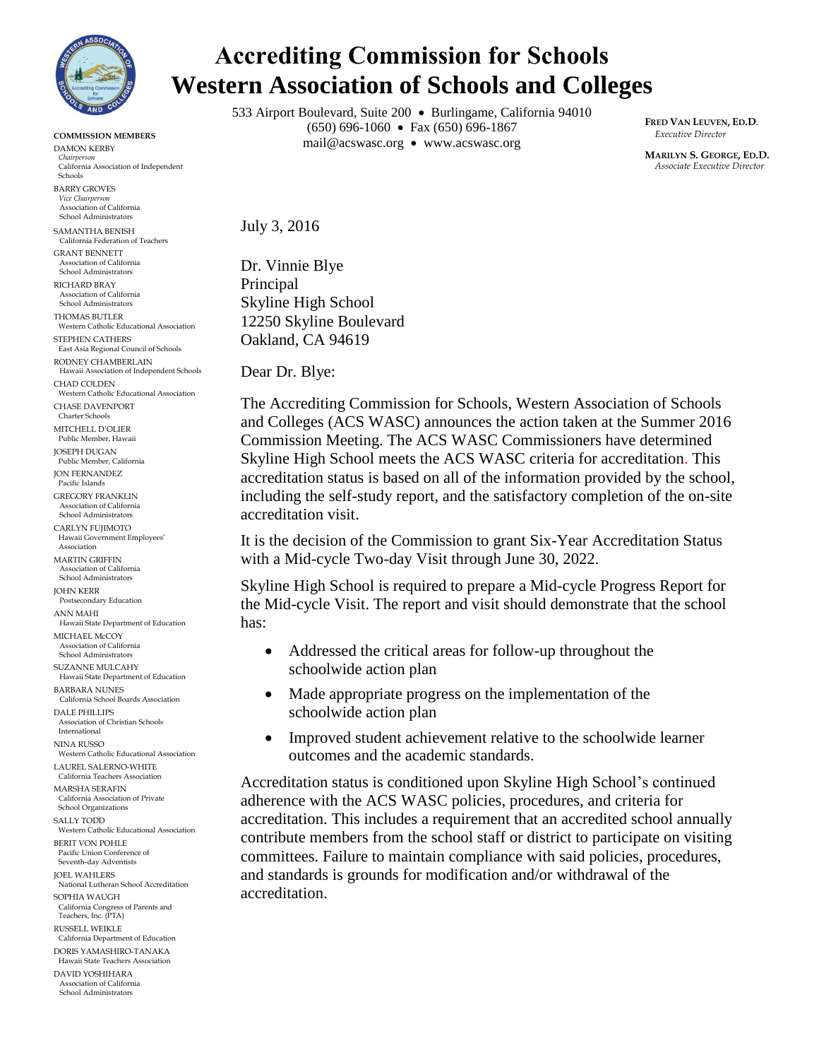# Accrediting Commission for Schools
# Western Association of Schools and Colleges

533 Airport Boulevard, Suite 200 • Burlingame, California 94010
(650) 696-1060 • Fax (650) 696-1867
mail@acswasc.org • www.acswasc.org

**FRED VAN LEUVEN, ED.D.**
*Executive Director*

**MARILYN S. GEORGE, ED.D.**
*Associate Executive Director*

**COMMISSION MEMBERS**

DAMON KERBY
*Chairperson*
California Association of Independent Schools

BARRY GROVES
*Vice Chairperson*
Association of California School Administrators

SAMANTHA BENISH
California Federation of Teachers

GRANT BENNETT
Association of California School Administrators

RICHARD BRAY
Association of California School Administrators

THOMAS BUTLER
Western Catholic Educational Association

STEPHEN CATHERS
East Asia Regional Council of Schools

RODNEY CHAMBERLAIN
Hawaii Association of Independent Schools

CHAD COLDEN
Western Catholic Educational Association

CHASE DAVENPORT
Charter Schools

MITCHELL D'OLIER
Public Member, Hawaii

JOSEPH DUGAN
Public Member, California

JON FERNANDEZ
Pacific Islands

GREGORY FRANKLIN
Association of California School Administrators

CARLYN FUJIMOTO
Hawaii Government Employees' Association

MARTIN GRIFFIN
Association of California School Administrators

JOHN KERR
Postsecondary Education

ANN MAHI
Hawaii State Department of Education

MICHAEL McCOY
Association of California School Administrators

SUZANNE MULCAHY
Hawaii State Department of Education

BARBARA NUNES
California School Boards Association

DALE PHILLIPS
Association of Christian Schools International

NINA RUSSO
Western Catholic Educational Association

LAUREL SALERNO-WHITE
California Teachers Association

MARSHA SERAFIN
California Association of Private School Organizations

SALLY TODD
Western Catholic Educational Association

BERIT VON POHLE
Pacific Union Conference of Seventh-day Adventists

JOEL WAHLERS
National Lutheran School Accreditation

SOPHIA WAUGH
California Congress of Parents and Teachers, Inc. (PTA)

RUSSELL WEIKLE
California Department of Education

DORIS YAMASHIRO-TANAKA
Hawaii State Teachers Association

DAVID YOSHIHARA
Association of California School Administrators

July 3, 2016

Dr. Vinnie Blye
Principal
Skyline High School
12250 Skyline Boulevard
Oakland, CA 94619

Dear Dr. Blye:

The Accrediting Commission for Schools, Western Association of Schools and Colleges (ACS WASC) announces the action taken at the Summer 2016 Commission Meeting. The ACS WASC Commissioners have determined Skyline High School meets the ACS WASC criteria for accreditation. This accreditation status is based on all of the information provided by the school, including the self-study report, and the satisfactory completion of the on-site accreditation visit.

It is the decision of the Commission to grant Six-Year Accreditation Status with a Mid-cycle Two-day Visit through June 30, 2022.

Skyline High School is required to prepare a Mid-cycle Progress Report for the Mid-cycle Visit. The report and visit should demonstrate that the school has:

- Addressed the critical areas for follow-up throughout the schoolwide action plan
- Made appropriate progress on the implementation of the schoolwide action plan
- Improved student achievement relative to the schoolwide learner outcomes and the academic standards.

Accreditation status is conditioned upon Skyline High School's continued adherence with the ACS WASC policies, procedures, and criteria for accreditation. This includes a requirement that an accredited school annually contribute members from the school staff or district to participate on visiting committees. Failure to maintain compliance with said policies, procedures, and standards is grounds for modification and/or withdrawal of the accreditation.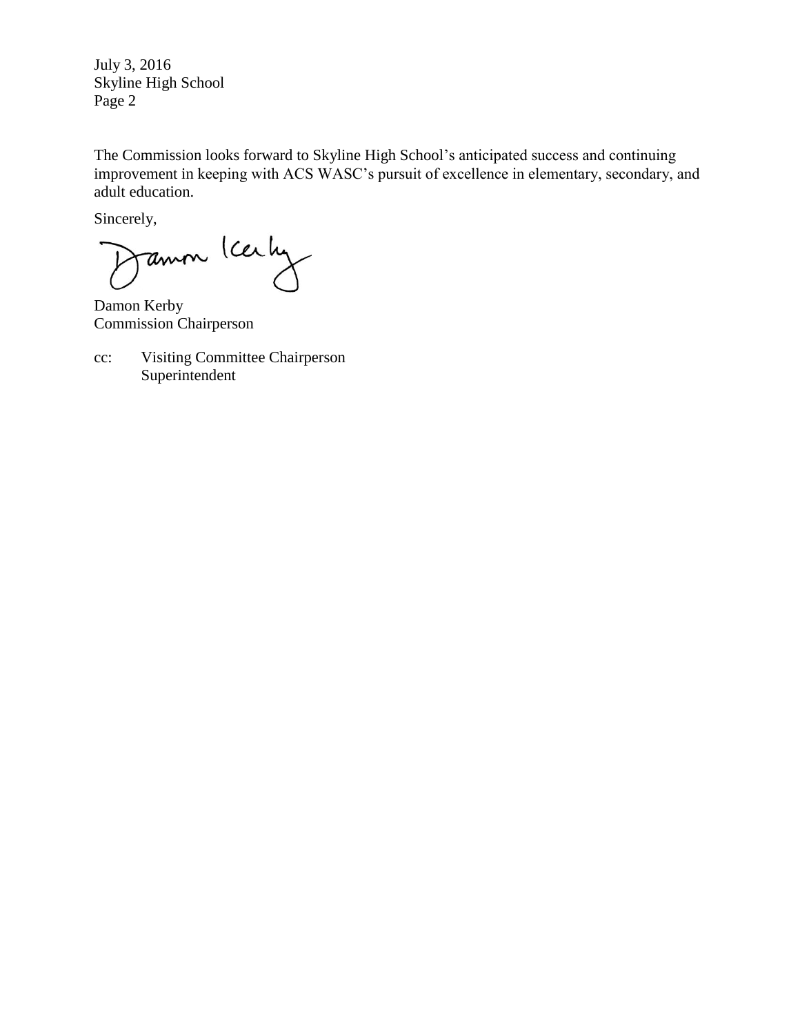The Commission looks forward to Skyline High School's anticipated success and continuing improvement in keeping with ACS WASC's pursuit of excellence in elementary, secondary, and adult education.

Sincerely,

Damon Kerby
Commission Chairperson

cc: Visiting Committee Chairperson
Superintendent